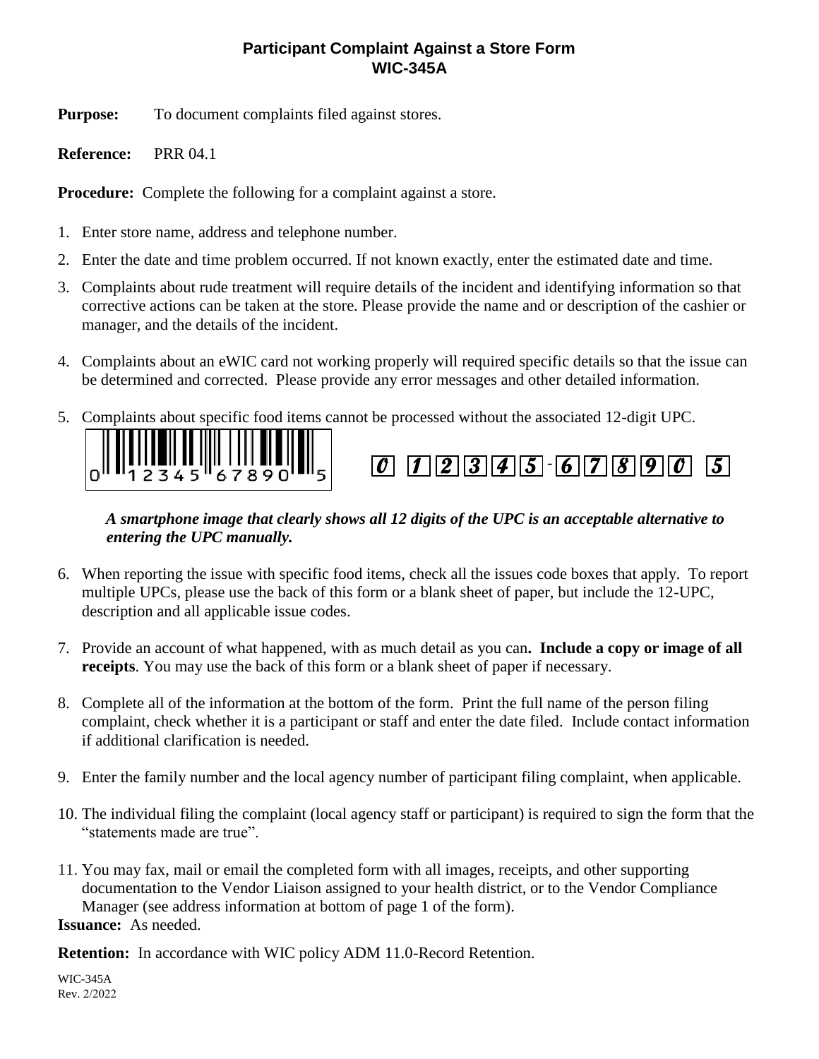# Participant Complaint Against a Store Form
# WIC-345A

**Purpose:** To document complaints filed against stores.

**Reference:** PRR 04.1

**Procedure:** Complete the following for a complaint against a store.

1. Enter store name, address and telephone number.
2. Enter the date and time problem occurred. If not known exactly, enter the estimated date and time.
3. Complaints about rude treatment will require details of the incident and identifying information so that corrective actions can be taken at the store. Please provide the name and or description of the cashier or manager, and the details of the incident.
4. Complaints about an eWIC card not working properly will required specific details so that the issue can be determined and corrected. Please provide any error messages and other detailed information.
5. Complaints about specific food items cannot be processed without the associated 12-digit UPC.

   0 12345 67890 5

   0 1 2 3 4 5 - 6 7 8 9 0 5

   ***A smartphone image that clearly shows all 12 digits of the UPC is an acceptable alternative to entering the UPC manually.***

6. When reporting the issue with specific food items, check all the issues code boxes that apply. To report multiple UPCs, please use the back of this form or a blank sheet of paper, but include the 12-UPC, description and all applicable issue codes.
7. Provide an account of what happened, with as much detail as you can**. Include a copy or image of all receipts**. You may use the back of this form or a blank sheet of paper if necessary.
8. Complete all of the information at the bottom of the form. Print the full name of the person filing complaint, check whether it is a participant or staff and enter the date filed. Include contact information if additional clarification is needed.
9. Enter the family number and the local agency number of participant filing complaint, when applicable.
10. The individual filing the complaint (local agency staff or participant) is required to sign the form that the "statements made are true".
11. You may fax, mail or email the completed form with all images, receipts, and other supporting documentation to the Vendor Liaison assigned to your health district, or to the Vendor Compliance Manager (see address information at bottom of page 1 of the form).

**Issuance:** As needed.

**Retention:** In accordance with WIC policy ADM 11.0-Record Retention.

WIC-345A
Rev. 2/2022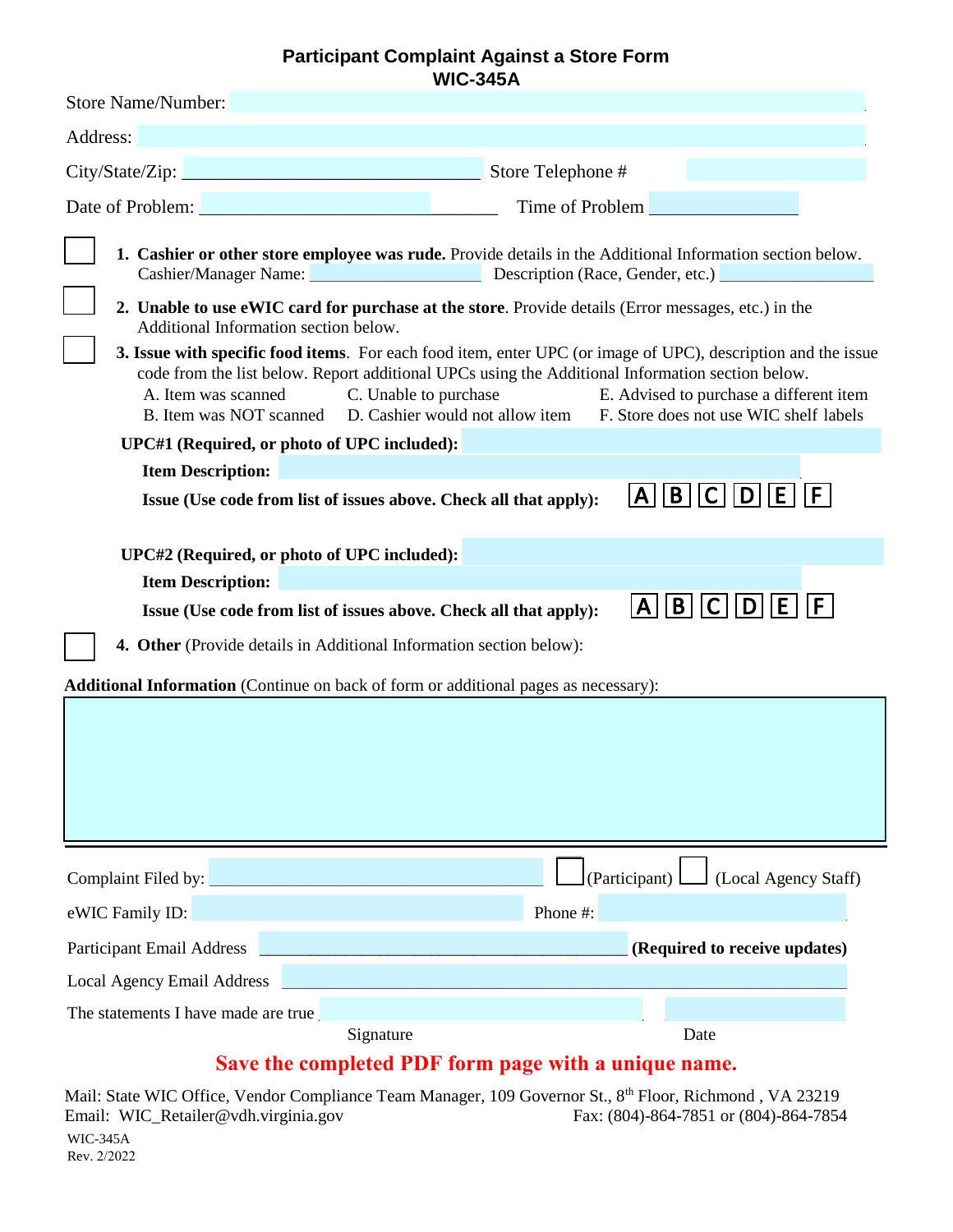# Participant Complaint Against a Store Form
## WIC-345A

Store Name/Number:

Address:

City/State/Zip: ________________________________ Store Telephone #

Date of Problem: ________________________________ Time of Problem ________________

☐ **1. Cashier or other store employee was rude.** Provide details in the Additional Information section below.
Cashier/Manager Name: ________________ Description (Race, Gender, etc.) ________________

☐ **2. Unable to use eWIC card for purchase at the store**. Provide details (Error messages, etc.) in the Additional Information section below.

☐ **3. Issue with specific food items**. For each food item, enter UPC (or image of UPC), description and the issue code from the list below. Report additional UPCs using the Additional Information section below.

A. Item was scanned
B. Item was NOT scanned
C. Unable to purchase
D. Cashier would not allow item
E. Advised to purchase a different item
F. Store does not use WIC shelf labels

**UPC#1 (Required, or photo of UPC included):**

**Item Description:**

**Issue (Use code from list of issues above. Check all that apply):** A B C D E F

**UPC#2 (Required, or photo of UPC included):**

**Item Description:**

**Issue (Use code from list of issues above. Check all that apply):** A B C D E F

☐ **4. Other** (Provide details in Additional Information section below):

**Additional Information** (Continue on back of form or additional pages as necessary):

Complaint Filed by: ________________________________ ☐ (Participant) ☐ (Local Agency Staff)

eWIC Family ID: Phone #:

Participant Email Address ________________________________ **(Required to receive updates)**

Local Agency Email Address ________________________________

The statements I have made are true ________________________________ ________________
Signature Date

**Save the completed PDF form page with a unique name.**

Mail: State WIC Office, Vendor Compliance Team Manager, 109 Governor St., 8th Floor, Richmond , VA 23219
Email: WIC_Retailer@vdh.virginia.gov Fax: (804)-864-7851 or (804)-864-7854

WIC-345A
Rev. 2/2022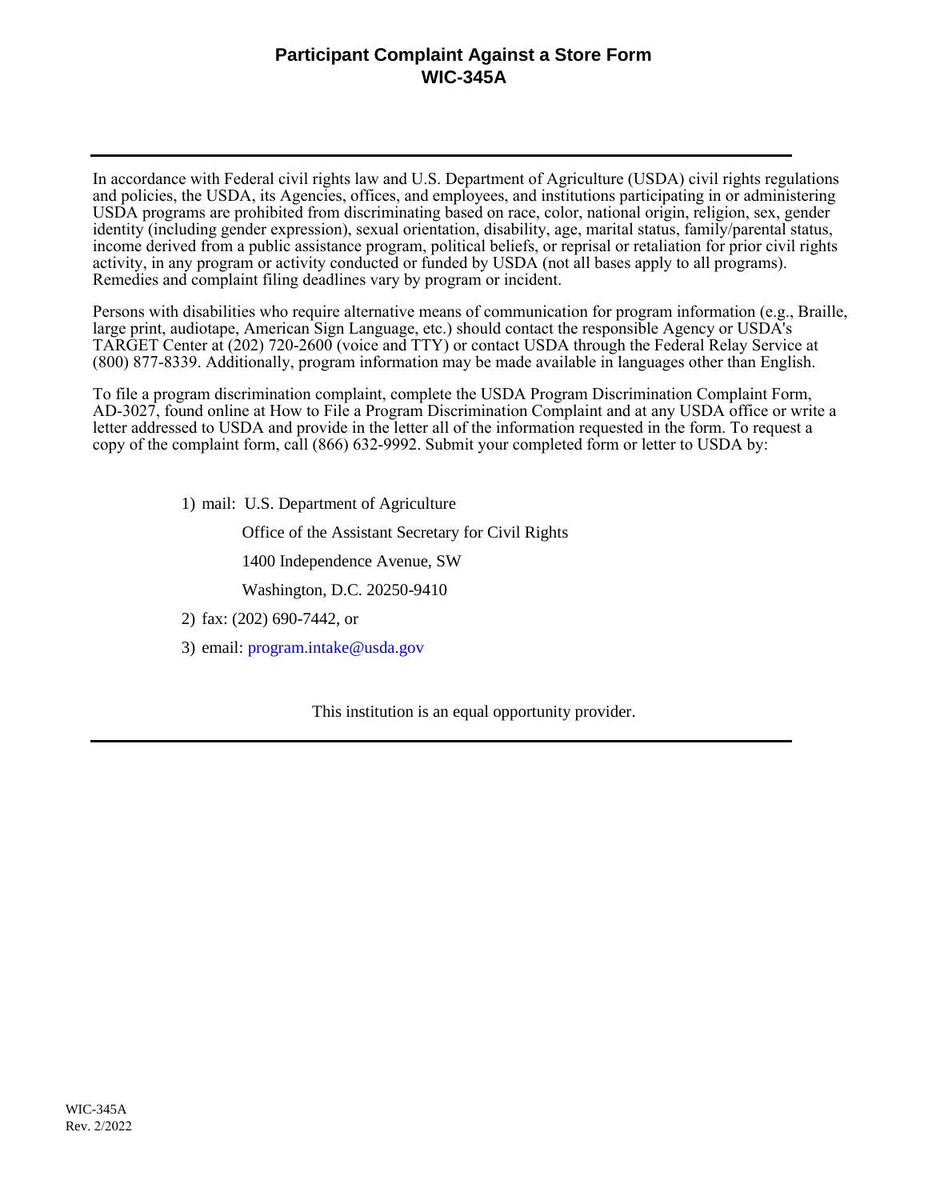# Participant Complaint Against a Store Form
# WIC-345A

---

In accordance with Federal civil rights law and U.S. Department of Agriculture (USDA) civil rights regulations and policies, the USDA, its Agencies, offices, and employees, and institutions participating in or administering USDA programs are prohibited from discriminating based on race, color, national origin, religion, sex, gender identity (including gender expression), sexual orientation, disability, age, marital status, family/parental status, income derived from a public assistance program, political beliefs, or reprisal or retaliation for prior civil rights activity, in any program or activity conducted or funded by USDA (not all bases apply to all programs). Remedies and complaint filing deadlines vary by program or incident.

Persons with disabilities who require alternative means of communication for program information (e.g., Braille, large print, audiotape, American Sign Language, etc.) should contact the responsible Agency or USDA's TARGET Center at (202) 720-2600 (voice and TTY) or contact USDA through the Federal Relay Service at (800) 877-8339. Additionally, program information may be made available in languages other than English.

To file a program discrimination complaint, complete the USDA Program Discrimination Complaint Form, AD-3027, found online at How to File a Program Discrimination Complaint and at any USDA office or write a letter addressed to USDA and provide in the letter all of the information requested in the form. To request a copy of the complaint form, call (866) 632-9992. Submit your completed form or letter to USDA by:

1) mail: U.S. Department of Agriculture
   Office of the Assistant Secretary for Civil Rights
   1400 Independence Avenue, SW
   Washington, D.C. 20250-9410
2) fax: (202) 690-7442, or
3) email: program.intake@usda.gov

This institution is an equal opportunity provider.

---

WIC-345A
Rev. 2/2022